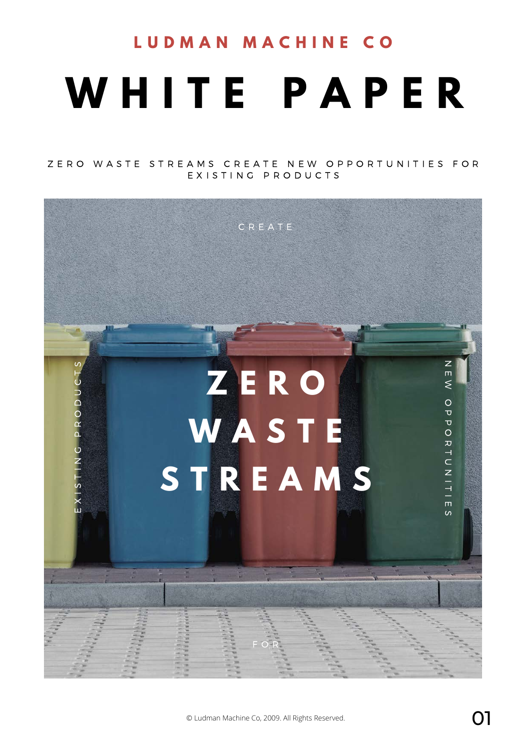LUDMAN MACHINE CO

# WHITE PAPER

ZERO WASTE STREAMS CREATE NEW OPPORTUNITIES FOR EXISTING PRODUCTS

CREATE

EXISTING PRODUCTS

## ZERO WASTE STREAMS

NEW OPPORTUNITIES

FOR

© Ludman Machine Co, 2009. All Rights Reserved.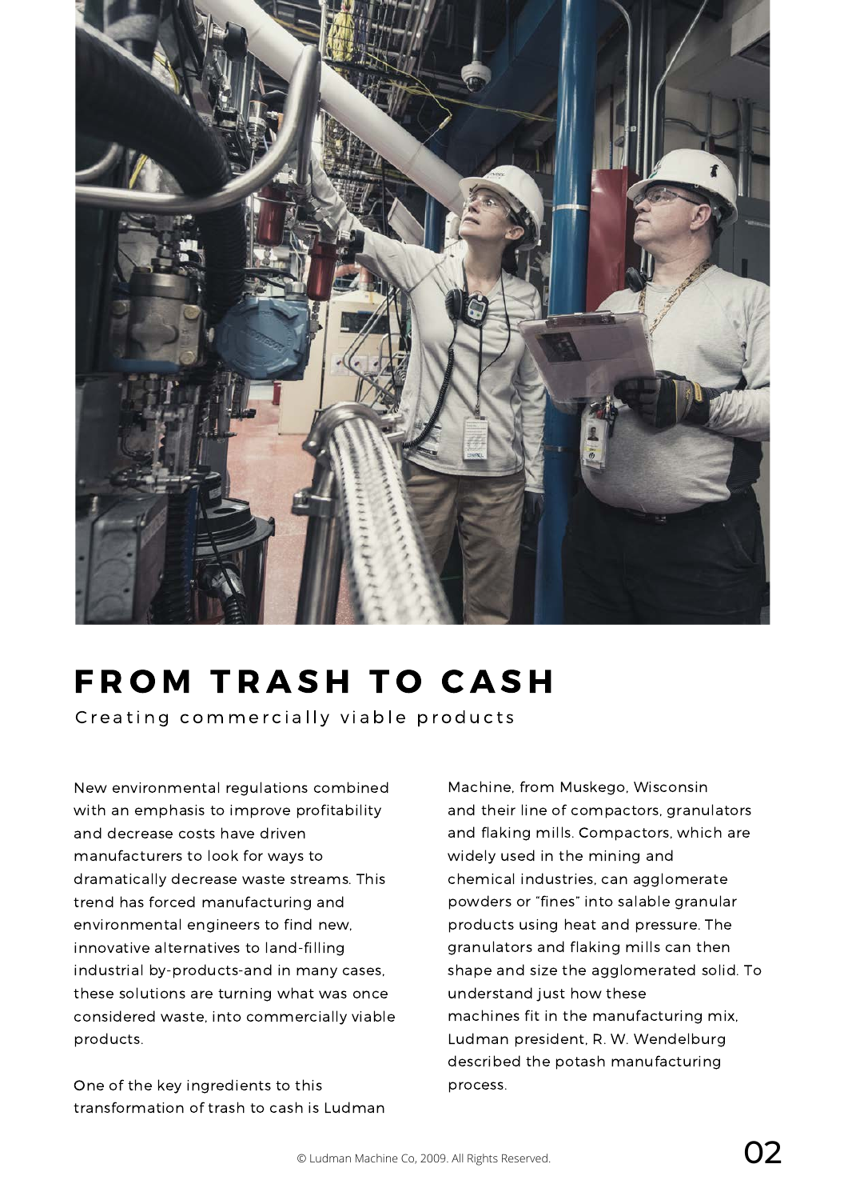# FROM TRASH TO CASH

Creating commercially viable products

New environmental regulations combined with an emphasis to improve profitability and decrease costs have driven manufacturers to look for ways to dramatically decrease waste streams. This trend has forced manufacturing and environmental engineers to find new, innovative alternatives to land-filling industrial by-products-and in many cases, these solutions are turning what was once considered waste, into commercially viable products.

One of the key ingredients to this transformation of trash to cash is Ludman Machine, from Muskego, Wisconsin and their line of compactors, granulators and flaking mills. Compactors, which are widely used in the mining and chemical industries, can agglomerate powders or "fines" into salable granular products using heat and pressure. The granulators and flaking mills can then shape and size the agglomerated solid. To understand just how these machines fit in the manufacturing mix, Ludman president, R. W. Wendelburg described the potash manufacturing process.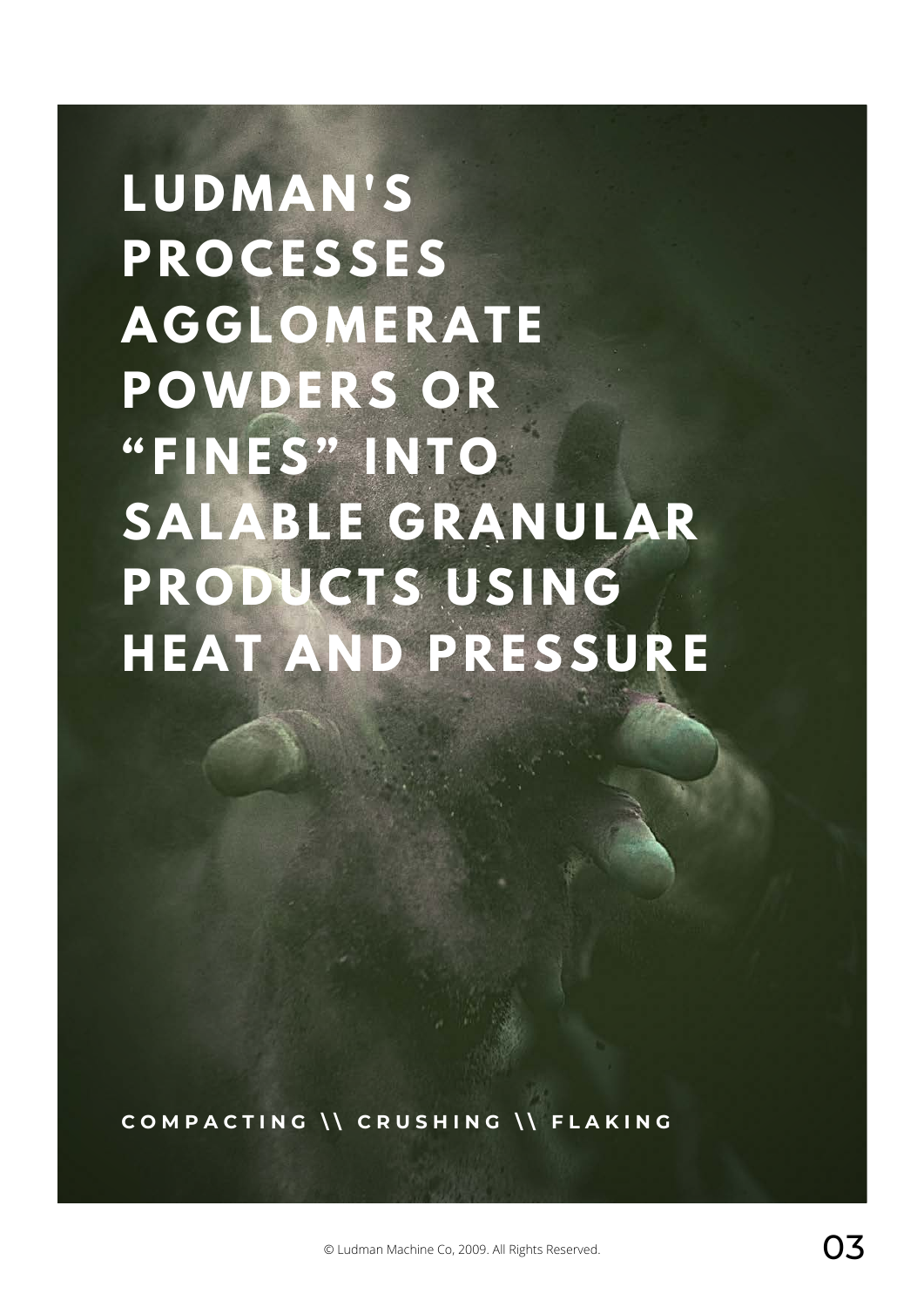# LUDMAN'S PROCESSES AGGLOMERATE POWDERS OR "FINES" INTO SALABLE GRANULAR PRODUCTS USING HEAT AND PRESSURE

COMPACTING \\ CRUSHING \\ FLAKING

© Ludman Machine Co, 2009. All Rights Reserved.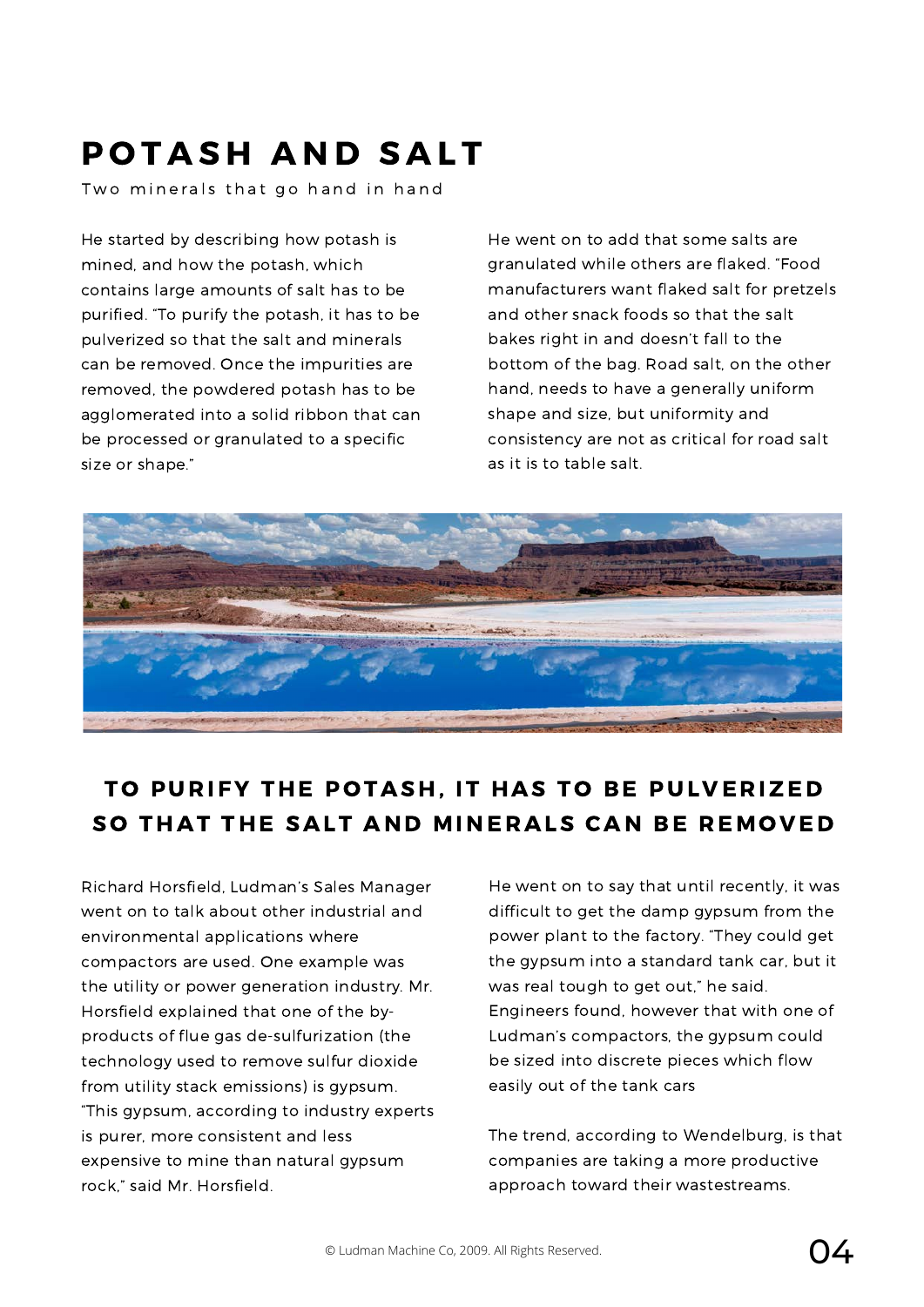# POTASH AND SALT

Two minerals that go hand in hand

He started by describing how potash is mined, and how the potash, which contains large amounts of salt has to be purified. "To purify the potash, it has to be pulverized so that the salt and minerals can be removed. Once the impurities are removed, the powdered potash has to be agglomerated into a solid ribbon that can be processed or granulated to a specific size or shape."

He went on to add that some salts are granulated while others are flaked. "Food manufacturers want flaked salt for pretzels and other snack foods so that the salt bakes right in and doesn't fall to the bottom of the bag. Road salt, on the other hand, needs to have a generally uniform shape and size, but uniformity and consistency are not as critical for road salt as it is to table salt.

## TO PURIFY THE POTASH, IT HAS TO BE PULVERIZED SO THAT THE SALT AND MINERALS CAN BE REMOVED

Richard Horsfield, Ludman's Sales Manager went on to talk about other industrial and environmental applications where compactors are used. One example was the utility or power generation industry. Mr. Horsfield explained that one of the by-products of flue gas de-sulfurization (the technology used to remove sulfur dioxide from utility stack emissions) is gypsum. "This gypsum, according to industry experts is purer, more consistent and less expensive to mine than natural gypsum rock," said Mr. Horsfield.

He went on to say that until recently, it was difficult to get the damp gypsum from the power plant to the factory. "They could get the gypsum into a standard tank car, but it was real tough to get out," he said. Engineers found, however that with one of Ludman's compactors, the gypsum could be sized into discrete pieces which flow easily out of the tank cars

The trend, according to Wendelburg, is that companies are taking a more productive approach toward their wastestreams.

© Ludman Machine Co, 2009. All Rights Reserved.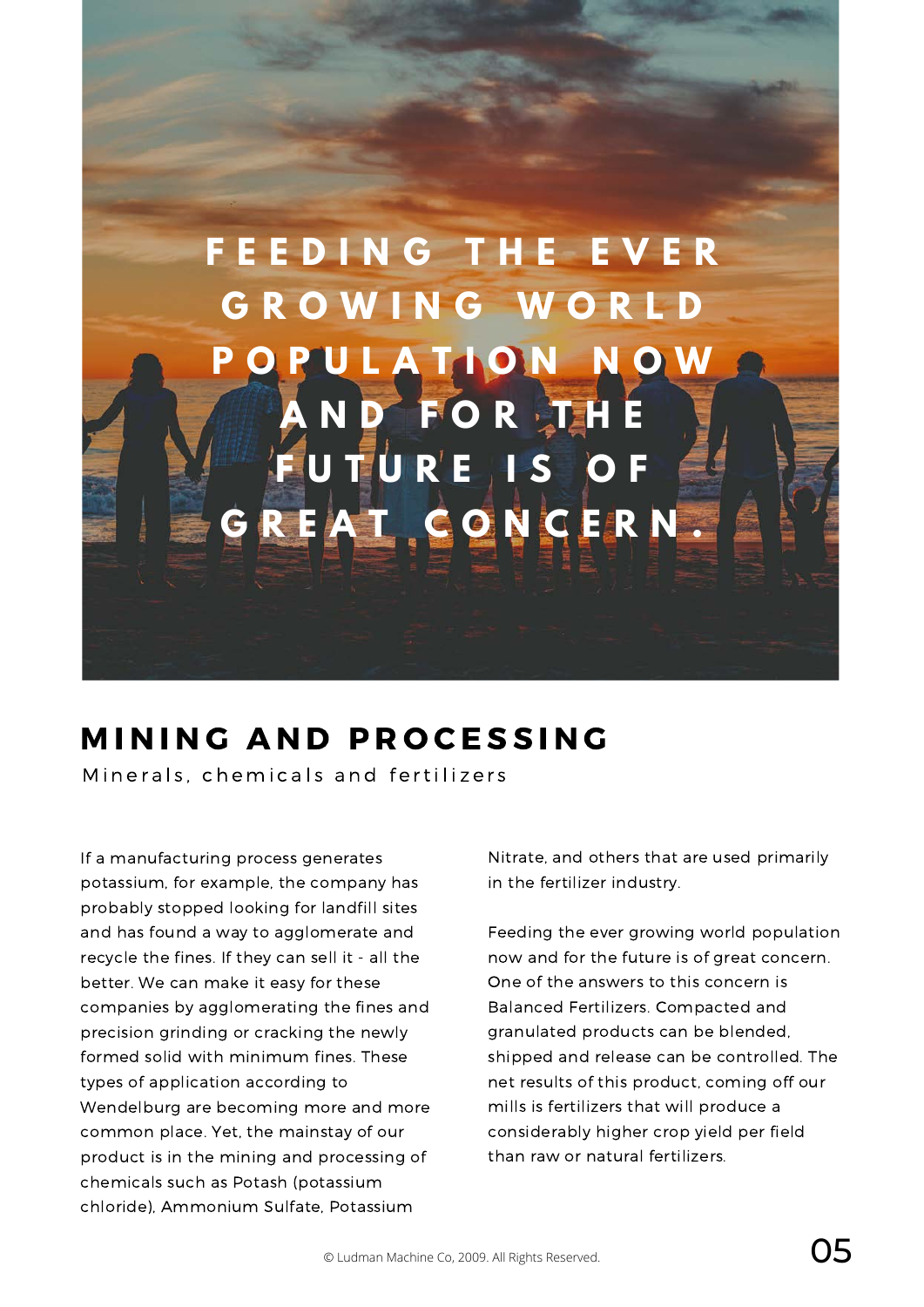FEEDING THE EVER GROWING WORLD POPULATION NOW AND FOR THE FUTURE IS OF GREAT CONCERN.

## MINING AND PROCESSING

Minerals, chemicals and fertilizers

If a manufacturing process generates potassium, for example, the company has probably stopped looking for landfill sites and has found a way to agglomerate and recycle the fines. If they can sell it - all the better. We can make it easy for these companies by agglomerating the fines and precision grinding or cracking the newly formed solid with minimum fines. These types of application according to Wendelburg are becoming more and more common place. Yet, the mainstay of our product is in the mining and processing of chemicals such as Potash (potassium chloride), Ammonium Sulfate, Potassium Nitrate, and others that are used primarily in the fertilizer industry.

Feeding the ever growing world population now and for the future is of great concern. One of the answers to this concern is Balanced Fertilizers. Compacted and granulated products can be blended, shipped and release can be controlled. The net results of this product, coming off our mills is fertilizers that will produce a considerably higher crop yield per field than raw or natural fertilizers.

© Ludman Machine Co, 2009. All Rights Reserved.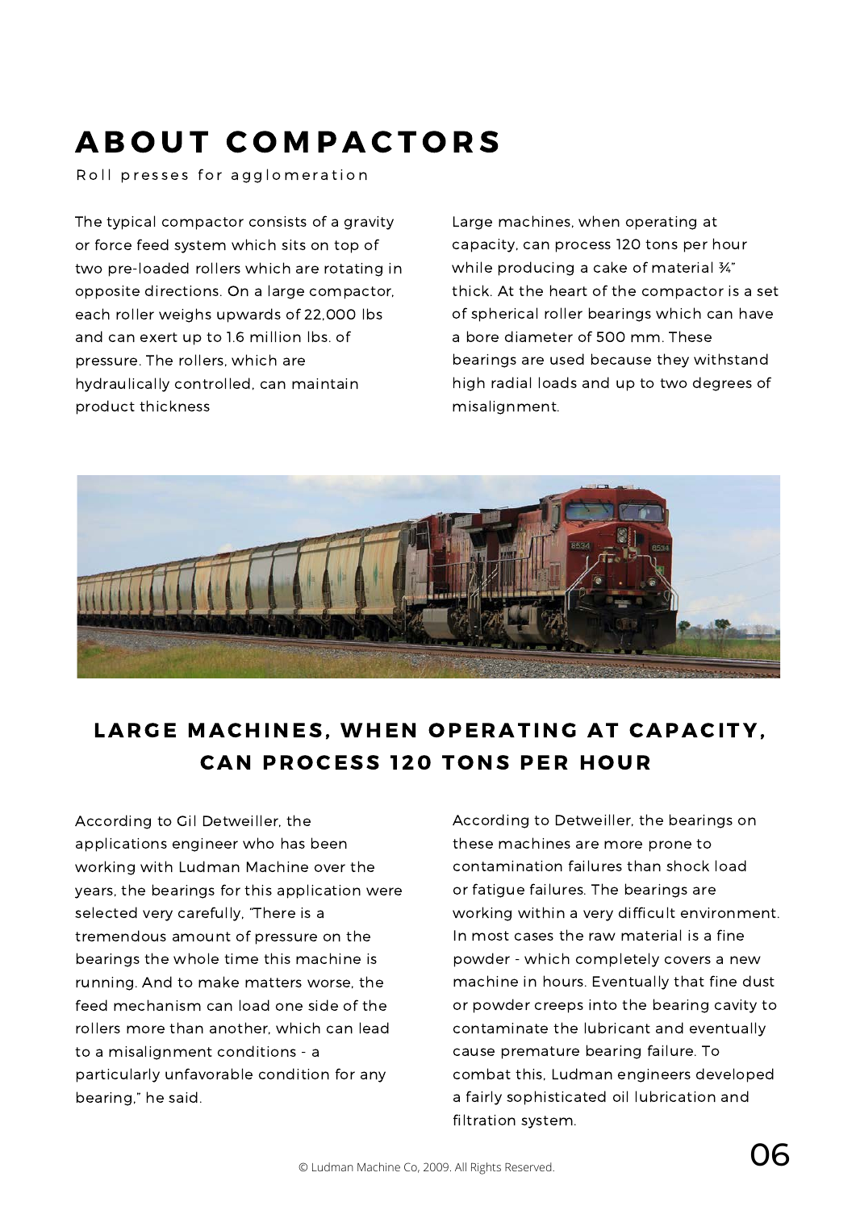# ABOUT COMPACTORS

Roll presses for agglomeration

The typical compactor consists of a gravity or force feed system which sits on top of two pre-loaded rollers which are rotating in opposite directions. On a large compactor, each roller weighs upwards of 22,000 lbs and can exert up to 1.6 million lbs. of pressure. The rollers, which are hydraulically controlled, can maintain product thickness

Large machines, when operating at capacity, can process 120 tons per hour while producing a cake of material ¾" thick. At the heart of the compactor is a set of spherical roller bearings which can have a bore diameter of 500 mm. These bearings are used because they withstand high radial loads and up to two degrees of misalignment.

## LARGE MACHINES, WHEN OPERATING AT CAPACITY, CAN PROCESS 120 TONS PER HOUR

According to Gil Detweiller, the applications engineer who has been working with Ludman Machine over the years, the bearings for this application were selected very carefully, "There is a tremendous amount of pressure on the bearings the whole time this machine is running. And to make matters worse, the feed mechanism can load one side of the rollers more than another, which can lead to a misalignment conditions - a particularly unfavorable condition for any bearing," he said.

According to Detweiller, the bearings on these machines are more prone to contamination failures than shock load or fatigue failures. The bearings are working within a very difficult environment. In most cases the raw material is a fine powder - which completely covers a new machine in hours. Eventually that fine dust or powder creeps into the bearing cavity to contaminate the lubricant and eventually cause premature bearing failure. To combat this, Ludman engineers developed a fairly sophisticated oil lubrication and filtration system.

© Ludman Machine Co, 2009. All Rights Reserved.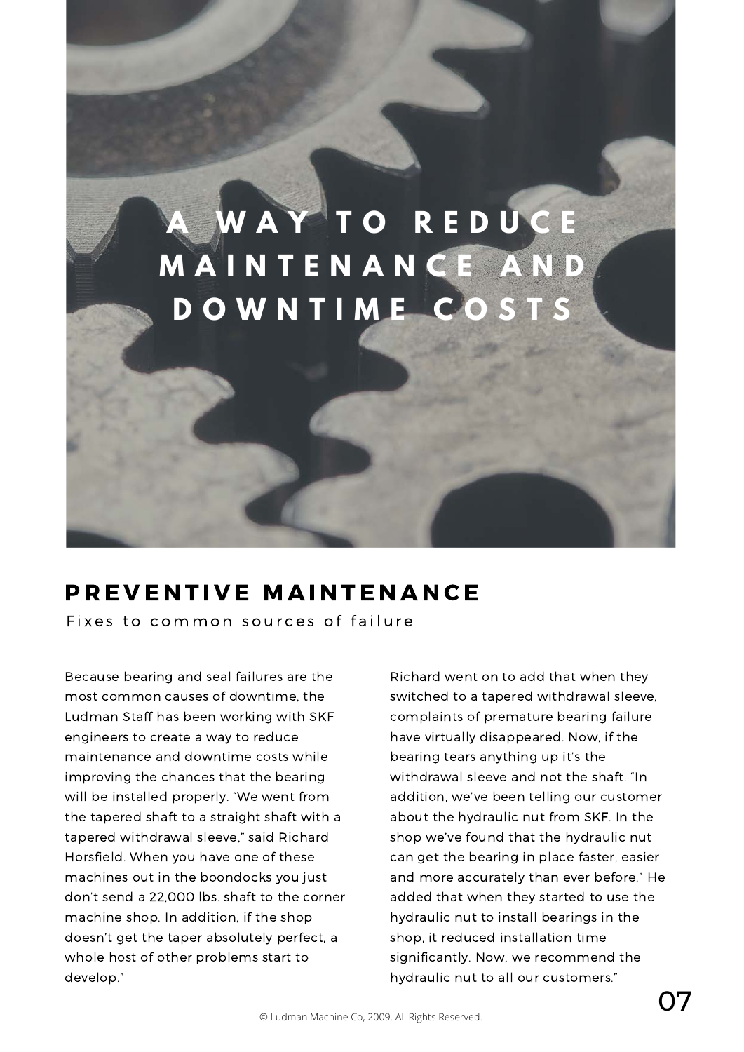# A WAY TO REDUCE MAINTENANCE AND DOWNTIME COSTS

## PREVENTIVE MAINTENANCE

Fixes to common sources of failure

Because bearing and seal failures are the most common causes of downtime, the Ludman Staff has been working with SKF engineers to create a way to reduce maintenance and downtime costs while improving the chances that the bearing will be installed properly. "We went from the tapered shaft to a straight shaft with a tapered withdrawal sleeve," said Richard Horsfield. When you have one of these machines out in the boondocks you just don't send a 22,000 lbs. shaft to the corner machine shop. In addition, if the shop doesn't get the taper absolutely perfect, a whole host of other problems start to develop."

Richard went on to add that when they switched to a tapered withdrawal sleeve, complaints of premature bearing failure have virtually disappeared. Now, if the bearing tears anything up it's the withdrawal sleeve and not the shaft. "In addition, we've been telling our customer about the hydraulic nut from SKF. In the shop we've found that the hydraulic nut can get the bearing in place faster, easier and more accurately than ever before." He added that when they started to use the hydraulic nut to install bearings in the shop, it reduced installation time significantly. Now, we recommend the hydraulic nut to all our customers."

© Ludman Machine Co, 2009. All Rights Reserved.